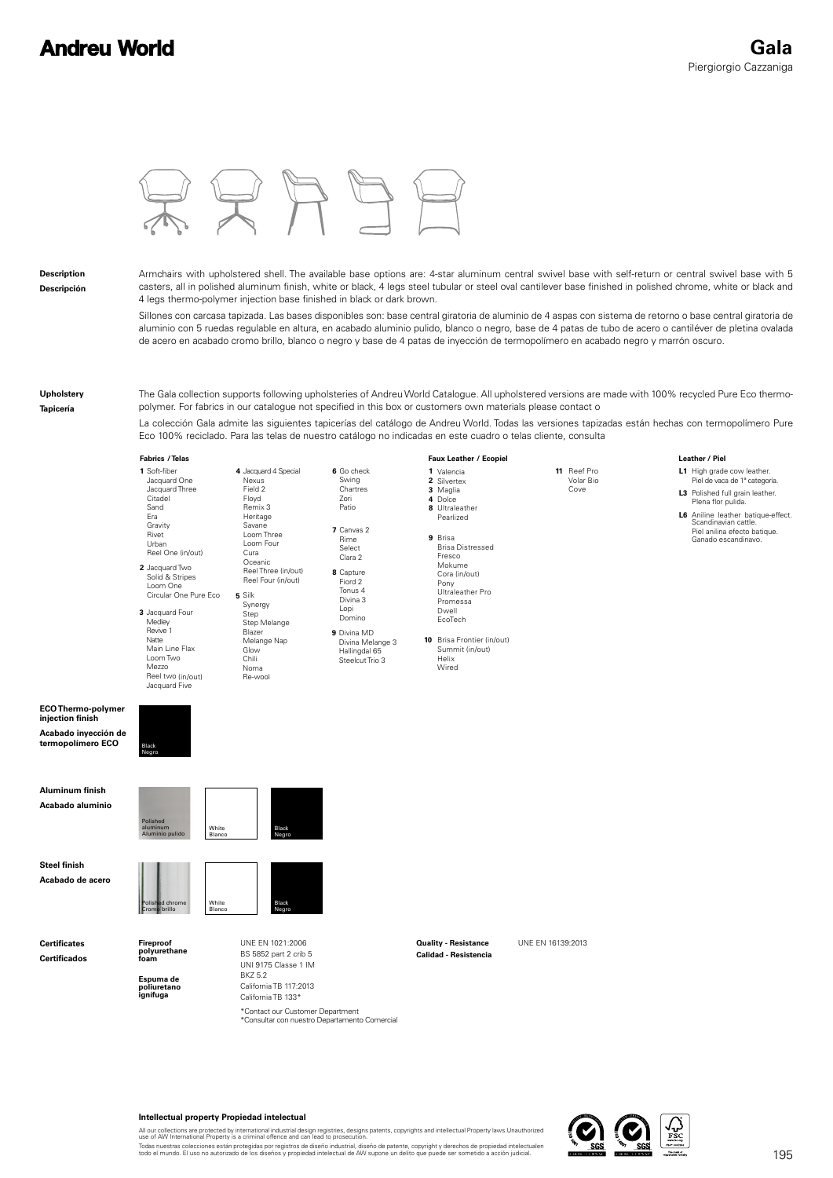# Andreu World

# Gala

Piergiorgio Cazzaniga

**Description**
**Descripción**

Armchairs with upholstered shell. The available base options are: 4-star aluminum central swivel base with self-return or central swivel base with 5 casters, all in polished aluminum finish, white or black, 4 legs steel tubular or steel oval cantilever base finished in polished chrome, white or black and 4 legs thermo-polymer injection base finished in black or dark brown.

Sillones con carcasa tapizada. Las bases disponibles son: base central giratoria de aluminio de 4 aspas con sistema de retorno o base central giratoria de aluminio con 5 ruedas regulable en altura, en acabado aluminio pulido, blanco o negro, base de 4 patas de tubo de acero o cantiléver de pletina ovalada de acero en acabado cromo brillo, blanco o negro y base de 4 patas de inyección de termopolímero en acabado negro y marrón oscuro.

**Upholstery**
**Tapicería**

The Gala collection supports following upholsteries of Andreu World Catalogue. All upholstered versions are made with 100% recycled Pure Eco thermo-polymer. For fabrics in our catalogue not specified in this box or customers own materials please contact o

La colección Gala admite las siguientes tapicerías del catálogo de Andreu World. Todas las versiones tapizadas están hechas con termopolímero Pure Eco 100% reciclado. Para las telas de nuestro catálogo no indicadas en este cuadro o telas cliente, consulta

**Fabrics / Telas**

**1** Soft-fiber, Jacquard One, Jacquard Three, Citadel, Sand, Era, Gravity, Rivet, Urban, Reel One (in/out)

**2** Jacquard Two, Solid & Stripes, Loom One, Circular One Pure Eco

**3** Jacquard Four, Medley, Revive 1, Natte, Main Line Flax, Loom Two, Mezzo, Reel two (in/out), Jacquard Five

**4** Jacquard 4 Special, Nexus, Field 2, Floyd, Remix 3, Heritage, Savane, Loom Three, Loom Four, Cura, Oceanic, Reel Three (in/out), Reel Four (in/out)

**5** Silk, Synergy, Step, Step Melange, Blazer, Melange Nap, Glow, Chili, Noma, Re-wool

**6** Go check, Swing, Chartres, Zori, Patio

**7** Canvas 2, Rime, Select, Clara 2

**8** Capture, Fiord 2, Tonus 4, Divina 3, Lopi, Domino

**9** Divina MD, Divina Melange 3, Hallingdal 65, Steelcut Trio 3

**Faux Leather / Ecopiel**

**1** Valencia
**2** Silvertex
**3** Maglia
**4** Dolce
**8** Ultraleather Pearlized

**9** Brisa, Brisa Distressed, Fresco, Mokume, Cora (in/out), Pony, Ultraleather Pro, Promessa, Dwell, EcoTech

**10** Brisa Frontier (in/out), Summit (in/out), Helix, Wired

**11** Reef Pro, Volar Bio, Cove

**Leather / Piel**

**L1** High grade cow leather. Piel de vaca de 1ª categoría.
**L3** Polished full grain leather. Plena flor pulida.
**L6** Aniline leather batique-effect. Scandinavian cattle. Piel anilina efecto batique. Ganado escandinavo.

**ECO Thermo-polymer injection finish**
**Acabado inyección de termopolímero ECO**

Black / Negro

**Aluminum finish**
**Acabado aluminio**

Polished aluminum / Aluminio pulido — White / Blanco — Black / Negro

**Steel finish**
**Acabado de acero**

Polished chrome / Cromo brillo — White / Blanco — Black / Negro

**Certificates**
**Certificados**

**Fireproof polyurethane foam**
**Espuma de poliuretano ignífuga**

UNE EN 1021:2006
BS 5852 part 2 crib 5
UNI 9175 Classe 1 IM
BKZ 5.2
California TB 117:2013
California TB 133*

*Contact our Customer Department
*Consultar con nuestro Departamento Comercial

**Quality - Resistance**
**Calidad - Resistencia**

UNE EN 16139:2013

**Intellectual property Propiedad intelectual**

All our collections are protected by international industrial design registries, designs patents, copyrights and intellectual Property laws.Unauthorized use of AW International Property is a criminal offence and can lead to prosecution.
Todas nuestras colecciones están protegidas por registros de diseño industrial, diseño de patente, copyright y derechos de propiedad intelectualen todo el mundo. El uso no autorizado de los diseños y propiedad intelectual de AW supone un delito que puede ser sometido a acción judicial.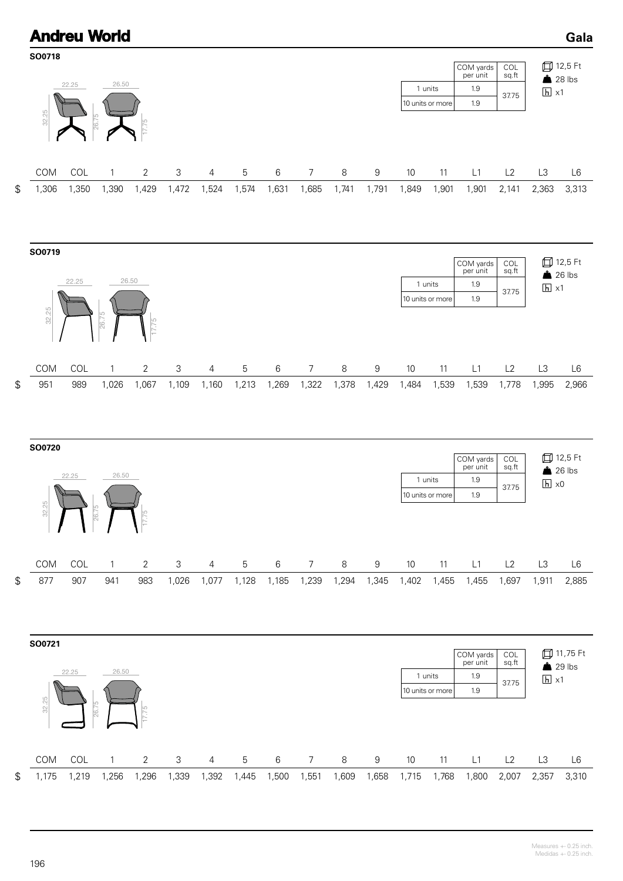# Andreu World

## Gala

### SO0718

22.25 | 26.50 | 32.25 | 26.75 | 17.75

| | COM yards per unit | COL sq.ft |
|---|---|---|
| 1 units | 1.9 | 37.75 |
| 10 units or more | 1.9 | |

12,5 Ft
28 lbs
x1

| | COM | COL | 1 | 2 | 3 | 4 | 5 | 6 | 7 | 8 | 9 | 10 | 11 | L1 | L2 | L3 | L6 |
|---|---|---|---|---|---|---|---|---|---|---|---|---|---|---|---|---|---|
| $ | 1,306 | 1,350 | 1,390 | 1,429 | 1,472 | 1,524 | 1,574 | 1,631 | 1,685 | 1,741 | 1,791 | 1,849 | 1,901 | 1,901 | 2,141 | 2,363 | 3,313 |

### SO0719

22.25 | 26.50 | 32.25 | 26.75 | 17.75

| | COM yards per unit | COL sq.ft |
|---|---|---|
| 1 units | 1.9 | 37.75 |
| 10 units or more | 1.9 | |

12,5 Ft
26 lbs
x1

| | COM | COL | 1 | 2 | 3 | 4 | 5 | 6 | 7 | 8 | 9 | 10 | 11 | L1 | L2 | L3 | L6 |
|---|---|---|---|---|---|---|---|---|---|---|---|---|---|---|---|---|---|
| $ | 951 | 989 | 1,026 | 1,067 | 1,109 | 1,160 | 1,213 | 1,269 | 1,322 | 1,378 | 1,429 | 1,484 | 1,539 | 1,539 | 1,778 | 1,995 | 2,966 |

### SO0720

22.25 | 26.50 | 32.25 | 26.75 | 17.75

| | COM yards per unit | COL sq.ft |
|---|---|---|
| 1 units | 1.9 | 37.75 |
| 10 units or more | 1.9 | |

12,5 Ft
26 lbs
x0

| | COM | COL | 1 | 2 | 3 | 4 | 5 | 6 | 7 | 8 | 9 | 10 | 11 | L1 | L2 | L3 | L6 |
|---|---|---|---|---|---|---|---|---|---|---|---|---|---|---|---|---|---|
| $ | 877 | 907 | 941 | 983 | 1,026 | 1,077 | 1,128 | 1,185 | 1,239 | 1,294 | 1,345 | 1,402 | 1,455 | 1,455 | 1,697 | 1,911 | 2,885 |

### SO0721

22.25 | 26.50 | 32.25 | 26.75 | 17.75

| | COM yards per unit | COL sq.ft |
|---|---|---|
| 1 units | 1.9 | 37.75 |
| 10 units or more | 1.9 | |

11,75 Ft
29 lbs
x1

| | COM | COL | 1 | 2 | 3 | 4 | 5 | 6 | 7 | 8 | 9 | 10 | 11 | L1 | L2 | L3 | L6 |
|---|---|---|---|---|---|---|---|---|---|---|---|---|---|---|---|---|---|
| $ | 1,175 | 1,219 | 1,256 | 1,296 | 1,339 | 1,392 | 1,445 | 1,500 | 1,551 | 1,609 | 1,658 | 1,715 | 1,768 | 1,800 | 2,007 | 2,357 | 3,310 |

Measures +- 0.25 inch.
Medidas +- 0.25 inch.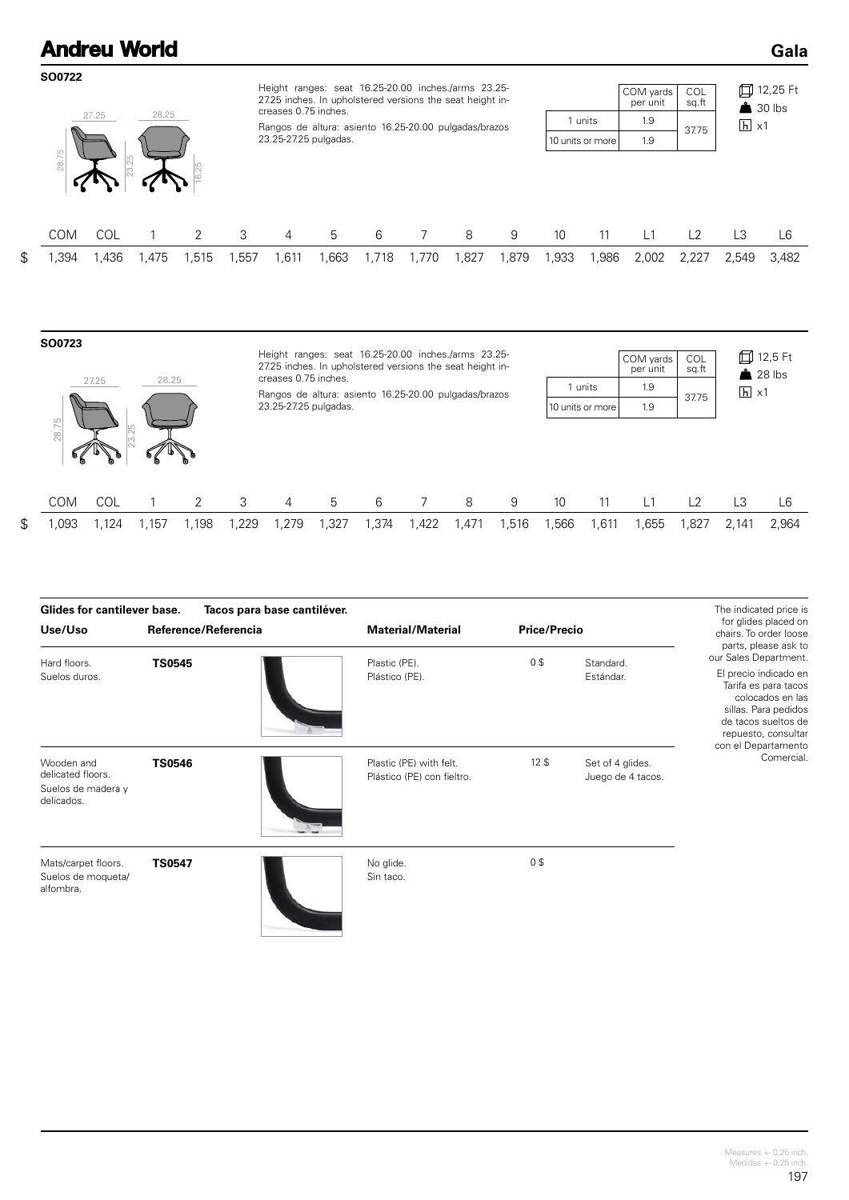# Andreu World

## Gala

### SO0722

27.25 28.25 28.75 23.25 16.25

Height ranges: seat 16.25-20.00 inches./arms 23.25-27.25 inches. In upholstered versions the seat height increases 0.75 inches.

Rangos de altura: asiento 16.25-20.00 pulgadas/brazos 23.25-27.25 pulgadas.

| | COM yards per unit | COL sq.ft |
|---|---|---|
| 1 units | 1.9 | 37.75 |
| 10 units or more | 1.9 | |

12,25 Ft
30 lbs
x1

| | COM | COL | 1 | 2 | 3 | 4 | 5 | 6 | 7 | 8 | 9 | 10 | 11 | L1 | L2 | L3 | L6 |
|---|---|---|---|---|---|---|---|---|---|---|---|---|---|---|---|---|---|
| $ | 1,394 | 1,436 | 1,475 | 1,515 | 1,557 | 1,611 | 1,663 | 1,718 | 1,770 | 1,827 | 1,879 | 1,933 | 1,986 | 2,002 | 2,227 | 2,549 | 3,482 |

### SO0723

27.25 28.25 28.75 23.25

Height ranges: seat 16.25-20.00 inches./arms 23.25-27.25 inches. In upholstered versions the seat height increases 0.75 inches.

Rangos de altura: asiento 16.25-20.00 pulgadas/brazos 23.25-27.25 pulgadas.

| | COM yards per unit | COL sq.ft |
|---|---|---|
| 1 units | 1.9 | 37.75 |
| 10 units or more | 1.9 | |

12,5 Ft
28 lbs
x1

| | COM | COL | 1 | 2 | 3 | 4 | 5 | 6 | 7 | 8 | 9 | 10 | 11 | L1 | L2 | L3 | L6 |
|---|---|---|---|---|---|---|---|---|---|---|---|---|---|---|---|---|---|
| $ | 1,093 | 1,124 | 1,157 | 1,198 | 1,229 | 1,279 | 1,327 | 1,374 | 1,422 | 1,471 | 1,516 | 1,566 | 1,611 | 1,655 | 1,827 | 2,141 | 2,964 |

**Glides for cantilever base.** **Tacos para base cantiléver.**

| Use/Uso | Reference/Referencia | Material/Material | Price/Precio | |
|---|---|---|---|---|
| Hard floors. Suelos duros. | **TS0545** | Plastic (PE). Plástico (PE). | 0 $ | Standard. Estándar. |
| Wooden and delicated floors. Suelos de madera y delicados. | **TS0546** | Plastic (PE) with felt. Plástico (PE) con fieltro. | 12 $ | Set of 4 glides. Juego de 4 tacos. |
| Mats/carpet floors. Suelos de moqueta/alfombra. | **TS0547** | No glide. Sin taco. | 0 $ | |

The indicated price is for glides placed on chairs. To order loose parts, please ask to our Sales Department.

El precio indicado en Tarifa es para tacos colocados en las sillas. Para pedidos de tacos sueltos de repuesto, consultar con el Departamento Comercial.

Measures +- 0.25 inch.
Medidas +- 0.25 inch.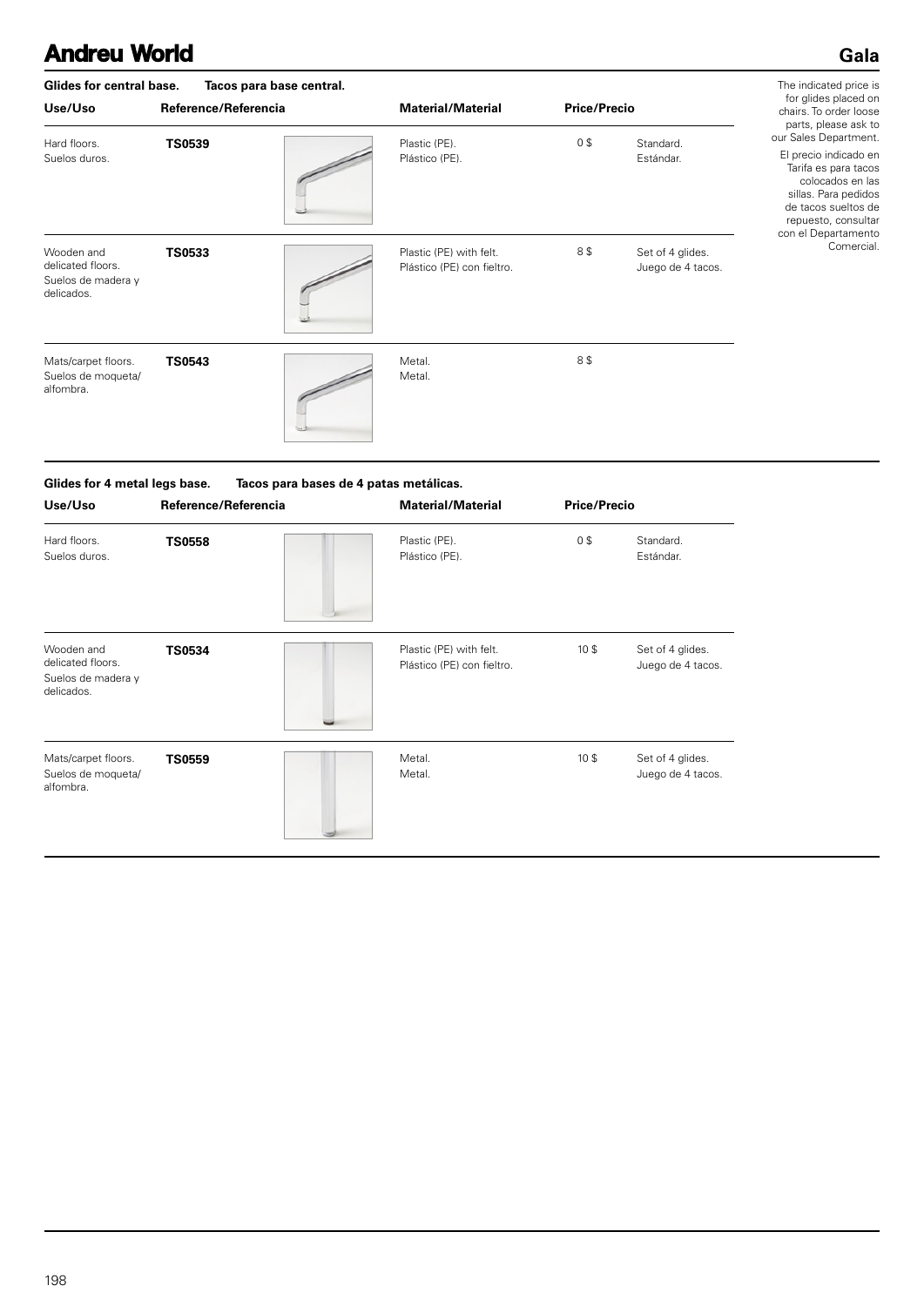# Andreu World

## Gala

The indicated price is for glides placed on chairs. To order loose parts, please ask to our Sales Department.

El precio indicado en Tarifa es para tacos colocados en las sillas. Para pedidos de tacos sueltos de repuesto, consultar con el Departamento Comercial.

**Glides for central base.** **Tacos para base central.**

| Use/Uso | Reference/Referencia | Material/Material | Price/Precio | |
|---|---|---|---|---|
| Hard floors. Suelos duros. | **TS0539** | Plastic (PE). Plástico (PE). | 0 $ | Standard. Estándar. |
| Wooden and delicated floors. Suelos de madera y delicados. | **TS0533** | Plastic (PE) with felt. Plástico (PE) con fieltro. | 8 $ | Set of 4 glides. Juego de 4 tacos. |
| Mats/carpet floors. Suelos de moqueta/ alfombra. | **TS0543** | Metal. Metal. | 8 $ | |

**Glides for 4 metal legs base.** **Tacos para bases de 4 patas metálicas.**

| Use/Uso | Reference/Referencia | Material/Material | Price/Precio | |
|---|---|---|---|---|
| Hard floors. Suelos duros. | **TS0558** | Plastic (PE). Plástico (PE). | 0 $ | Standard. Estándar. |
| Wooden and delicated floors. Suelos de madera y delicados. | **TS0534** | Plastic (PE) with felt. Plástico (PE) con fieltro. | 10 $ | Set of 4 glides. Juego de 4 tacos. |
| Mats/carpet floors. Suelos de moqueta/ alfombra. | **TS0559** | Metal. Metal. | 10 $ | Set of 4 glides. Juego de 4 tacos. |